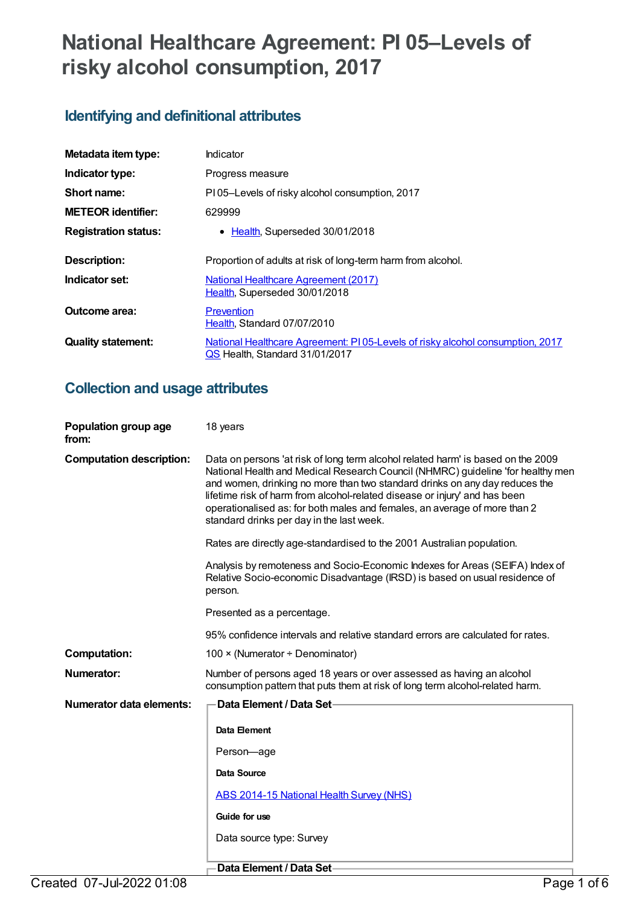# National Healthcare Agreement: PI 05–Levels of risky alcohol consumption, 2017

## Identifying and definitional attributes

| | |
|---|---|
| **Metadata item type:** | Indicator |
| **Indicator type:** | Progress measure |
| **Short name:** | PI 05–Levels of risky alcohol consumption, 2017 |
| **METEOR identifier:** | 629999 |
| **Registration status:** | • Health, Superseded 30/01/2018 |
| **Description:** | Proportion of adults at risk of long-term harm from alcohol. |
| **Indicator set:** | National Healthcare Agreement (2017) Health, Superseded 30/01/2018 |
| **Outcome area:** | Prevention Health, Standard 07/07/2010 |
| **Quality statement:** | National Healthcare Agreement: PI 05-Levels of risky alcohol consumption, 2017 QS Health, Standard 31/01/2017 |

## Collection and usage attributes

**Population group age from:** 18 years

**Computation description:** Data on persons 'at risk of long term alcohol related harm' is based on the 2009 National Health and Medical Research Council (NHMRC) guideline 'for healthy men and women, drinking no more than two standard drinks on any day reduces the lifetime risk of harm from alcohol-related disease or injury' and has been operationalised as: for both males and females, an average of more than 2 standard drinks per day in the last week.

Rates are directly age-standardised to the 2001 Australian population.

Analysis by remoteness and Socio-Economic Indexes for Areas (SEIFA) Index of Relative Socio-economic Disadvantage (IRSD) is based on usual residence of person.

Presented as a percentage.

95% confidence intervals and relative standard errors are calculated for rates.

**Computation:** 100 × (Numerator ÷ Denominator)

**Numerator:** Number of persons aged 18 years or over assessed as having an alcohol consumption pattern that puts them at risk of long term alcohol-related harm.

**Numerator data elements:**

**Data Element / Data Set**

**Data Element**

Person—age

**Data Source**

ABS 2014-15 National Health Survey (NHS)

**Guide for use**

Data source type: Survey

**Data Element / Data Set**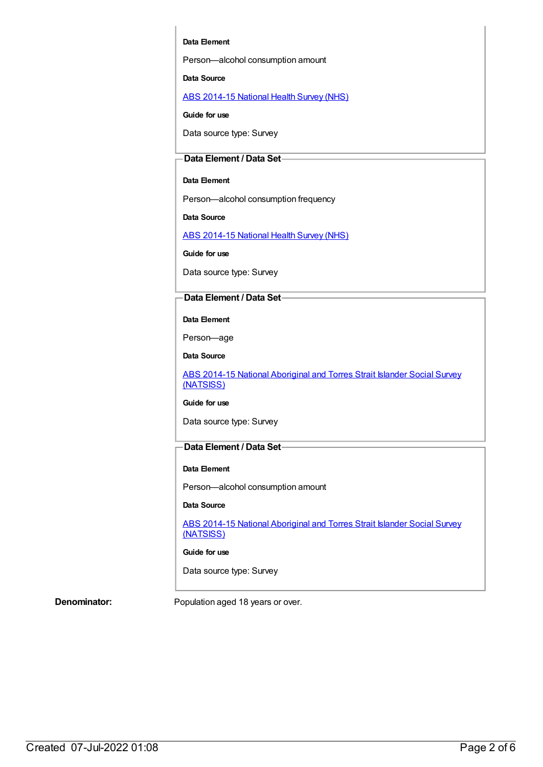**Data Element**

Person—alcohol consumption amount

**Data Source**

ABS 2014-15 National Health Survey (NHS)

**Guide for use**

Data source type: Survey

**Data Element / Data Set**

**Data Element**

Person—alcohol consumption frequency

**Data Source**

ABS 2014-15 National Health Survey (NHS)

**Guide for use**

Data source type: Survey

**Data Element / Data Set**

**Data Element**

Person—age

**Data Source**

ABS 2014-15 National Aboriginal and Torres Strait Islander Social Survey (NATSISS)

**Guide for use**

Data source type: Survey

**Data Element / Data Set**

**Data Element**

Person—alcohol consumption amount

**Data Source**

ABS 2014-15 National Aboriginal and Torres Strait Islander Social Survey (NATSISS)

**Guide for use**

Data source type: Survey

**Denominator:** Population aged 18 years or over.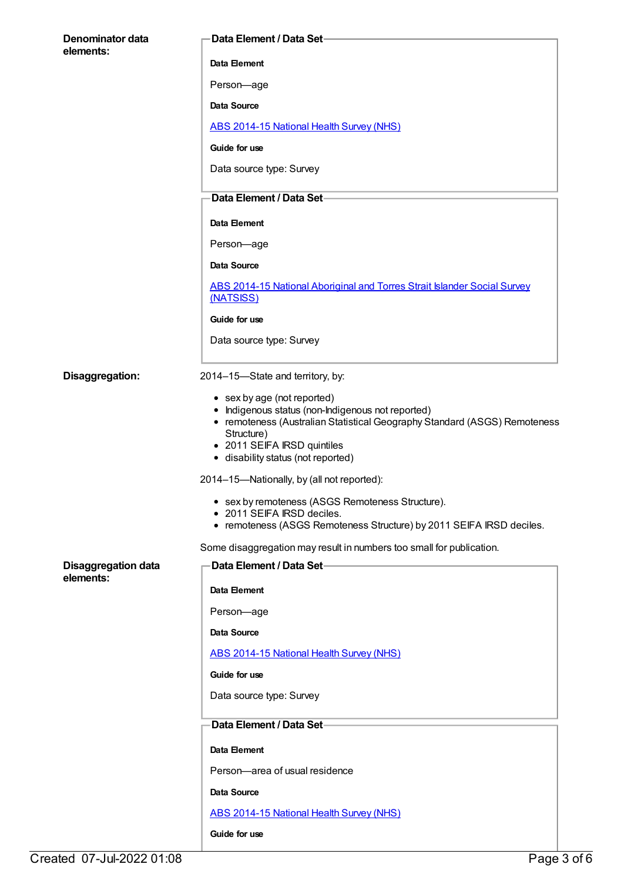**Denominator data elements:**

**Data Element / Data Set**

**Data Element**

Person—age

**Data Source**

ABS 2014-15 National Health Survey (NHS)

**Guide for use**

Data source type: Survey

**Data Element / Data Set**

**Data Element**

Person—age

**Data Source**

ABS 2014-15 National Aboriginal and Torres Strait Islander Social Survey (NATSISS)

**Guide for use**

Data source type: Survey

**Disaggregation:**

2014–15—State and territory, by:

- sex by age (not reported)
- Indigenous status (non-Indigenous not reported)
- remoteness (Australian Statistical Geography Standard (ASGS) Remoteness Structure)
- 2011 SEIFA IRSD quintiles
- disability status (not reported)

2014–15—Nationally, by (all not reported):

- sex by remoteness (ASGS Remoteness Structure).
- 2011 SEIFA IRSD deciles.
- remoteness (ASGS Remoteness Structure) by 2011 SEIFA IRSD deciles.

Some disaggregation may result in numbers too small for publication.

**Disaggregation data elements:**

**Data Element / Data Set**

**Data Element**

Person—age

**Data Source**

ABS 2014-15 National Health Survey (NHS)

**Guide for use**

Data source type: Survey

**Data Element / Data Set**

**Data Element**

Person—area of usual residence

**Data Source**

ABS 2014-15 National Health Survey (NHS)

**Guide for use**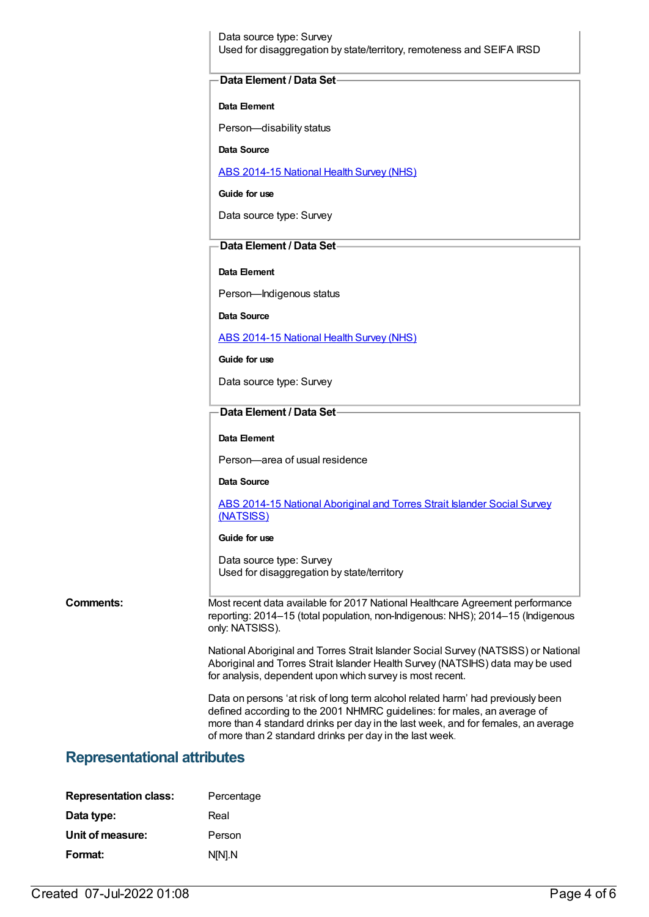Data source type: Survey
Used for disaggregation by state/territory, remoteness and SEIFA IRSD

**Data Element / Data Set**

**Data Element**

Person—disability status

**Data Source**

ABS 2014-15 National Health Survey (NHS)

**Guide for use**

Data source type: Survey

**Data Element / Data Set**

**Data Element**

Person—Indigenous status

**Data Source**

ABS 2014-15 National Health Survey (NHS)

**Guide for use**

Data source type: Survey

**Data Element / Data Set**

**Data Element**

Person—area of usual residence

**Data Source**

ABS 2014-15 National Aboriginal and Torres Strait Islander Social Survey (NATSISS)

**Guide for use**

Data source type: Survey
Used for disaggregation by state/territory

**Comments:**

Most recent data available for 2017 National Healthcare Agreement performance reporting: 2014–15 (total population, non-Indigenous: NHS); 2014–15 (Indigenous only: NATSISS).

National Aboriginal and Torres Strait Islander Social Survey (NATSISS) or National Aboriginal and Torres Strait Islander Health Survey (NATSIHS) data may be used for analysis, dependent upon which survey is most recent.

Data on persons 'at risk of long term alcohol related harm' had previously been defined according to the 2001 NHMRC guidelines: for males, an average of more than 4 standard drinks per day in the last week, and for females, an average of more than 2 standard drinks per day in the last week.

## Representational attributes

**Representation class:** Percentage

**Data type:** Real

**Unit of measure:** Person

**Format:** N[N].N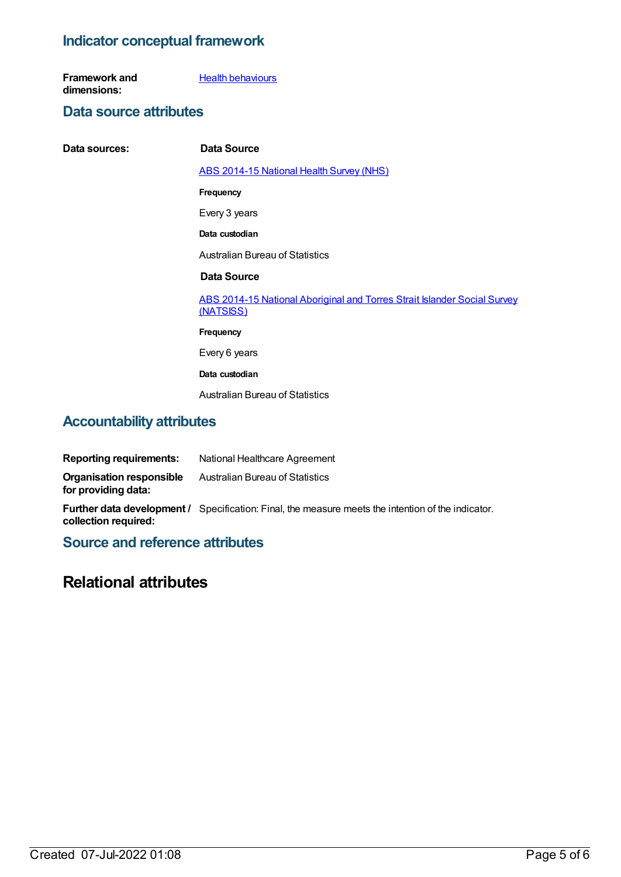## Indicator conceptual framework

**Framework and dimensions:** Health behaviours

## Data source attributes

**Data sources:**

**Data Source**

ABS 2014-15 National Health Survey (NHS)

**Frequency**

Every 3 years

**Data custodian**

Australian Bureau of Statistics

**Data Source**

ABS 2014-15 National Aboriginal and Torres Strait Islander Social Survey (NATSISS)

**Frequency**

Every 6 years

**Data custodian**

Australian Bureau of Statistics

## Accountability attributes

**Reporting requirements:** National Healthcare Agreement

**Organisation responsible for providing data:** Australian Bureau of Statistics

**Further data development / collection required:** Specification: Final, the measure meets the intention of the indicator.

## Source and reference attributes

# Relational attributes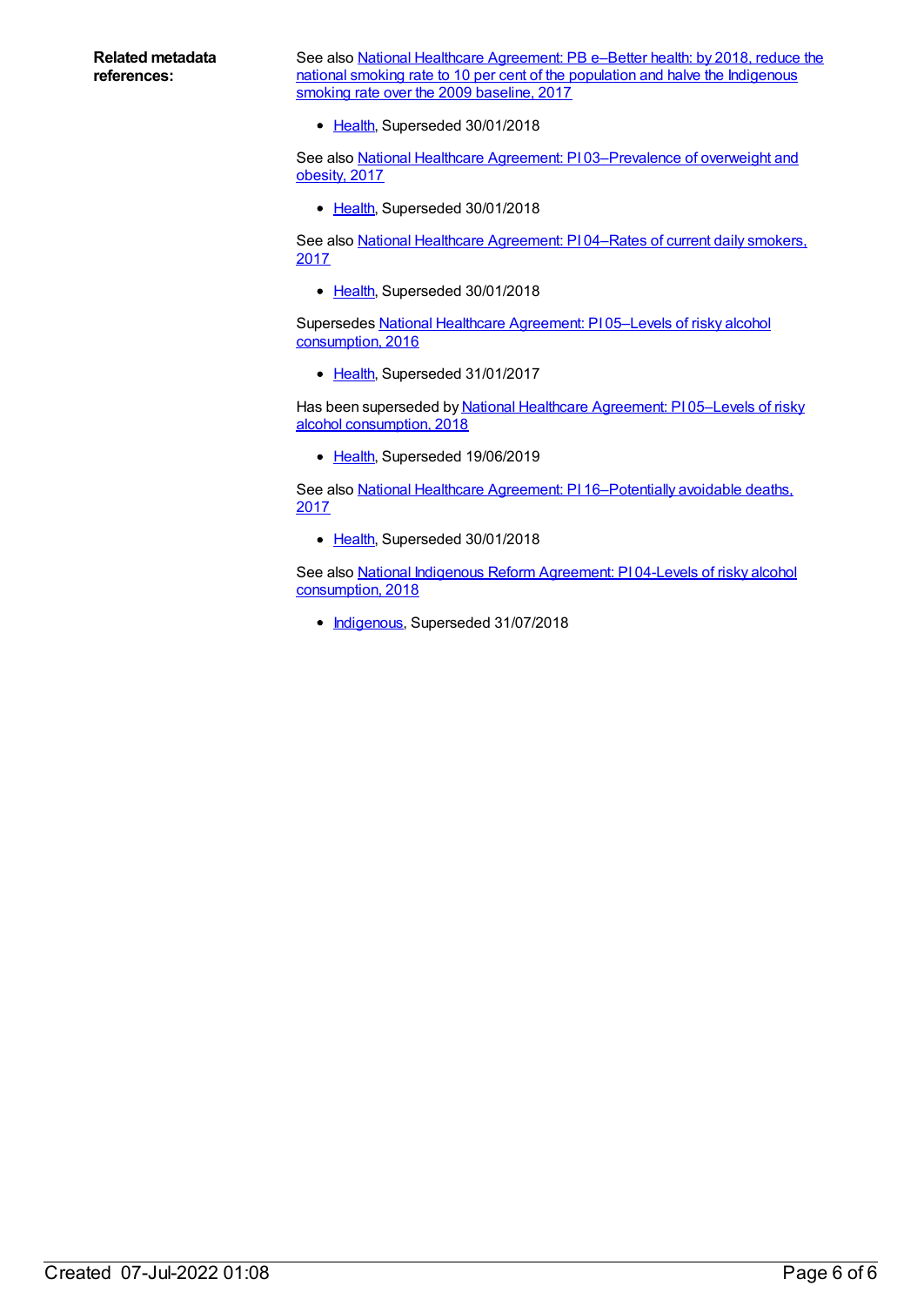**Related metadata references:**

See also National Healthcare Agreement: PB e–Better health: by 2018, reduce the national smoking rate to 10 per cent of the population and halve the Indigenous smoking rate over the 2009 baseline, 2017

- Health, Superseded 30/01/2018

See also National Healthcare Agreement: PI 03–Prevalence of overweight and obesity, 2017

- Health, Superseded 30/01/2018

See also National Healthcare Agreement: PI 04–Rates of current daily smokers, 2017

- Health, Superseded 30/01/2018

Supersedes National Healthcare Agreement: PI 05–Levels of risky alcohol consumption, 2016

- Health, Superseded 31/01/2017

Has been superseded by National Healthcare Agreement: PI 05–Levels of risky alcohol consumption, 2018

- Health, Superseded 19/06/2019

See also National Healthcare Agreement: PI 16–Potentially avoidable deaths, 2017

- Health, Superseded 30/01/2018

See also National Indigenous Reform Agreement: PI 04-Levels of risky alcohol consumption, 2018

- Indigenous, Superseded 31/07/2018